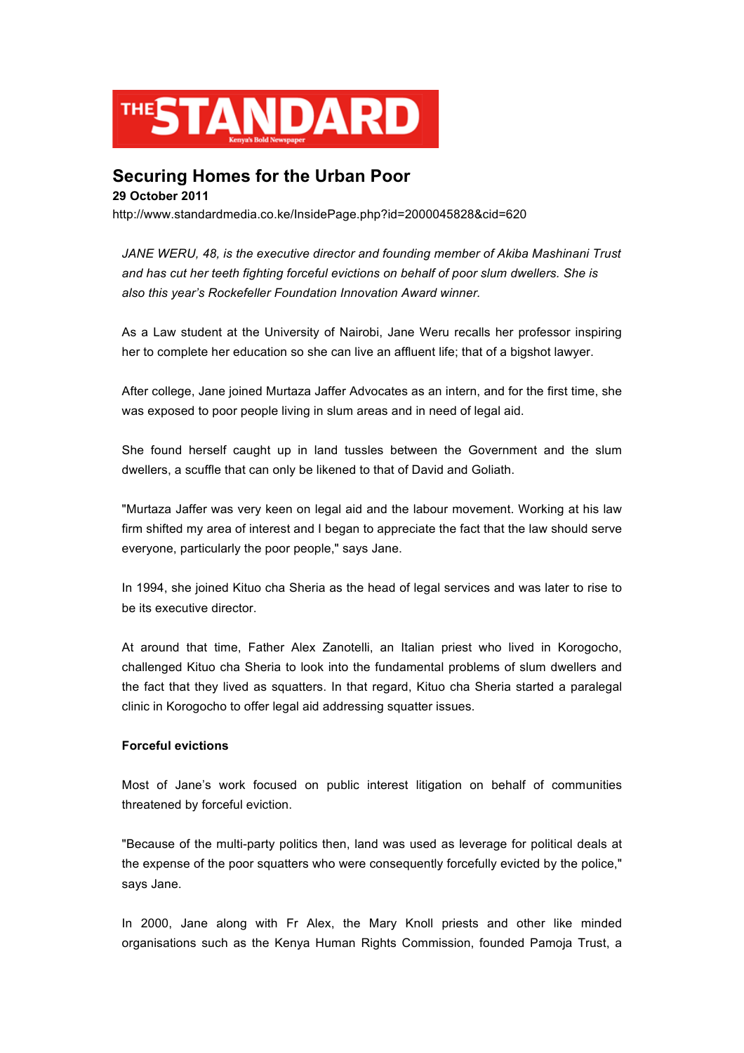THE STANDARD
Kenya's Bold Newspaper

# Securing Homes for the Urban Poor

**29 October 2011**

http://www.standardmedia.co.ke/InsidePage.php?id=2000045828&cid=620

*JANE WERU, 48, is the executive director and founding member of Akiba Mashinani Trust and has cut her teeth fighting forceful evictions on behalf of poor slum dwellers. She is also this year's Rockefeller Foundation Innovation Award winner.*

As a Law student at the University of Nairobi, Jane Weru recalls her professor inspiring her to complete her education so she can live an affluent life; that of a bigshot lawyer.

After college, Jane joined Murtaza Jaffer Advocates as an intern, and for the first time, she was exposed to poor people living in slum areas and in need of legal aid.

She found herself caught up in land tussles between the Government and the slum dwellers, a scuffle that can only be likened to that of David and Goliath.

"Murtaza Jaffer was very keen on legal aid and the labour movement. Working at his law firm shifted my area of interest and I began to appreciate the fact that the law should serve everyone, particularly the poor people," says Jane.

In 1994, she joined Kituo cha Sheria as the head of legal services and was later to rise to be its executive director.

At around that time, Father Alex Zanotelli, an Italian priest who lived in Korogocho, challenged Kituo cha Sheria to look into the fundamental problems of slum dwellers and the fact that they lived as squatters. In that regard, Kituo cha Sheria started a paralegal clinic in Korogocho to offer legal aid addressing squatter issues.

**Forceful evictions**

Most of Jane's work focused on public interest litigation on behalf of communities threatened by forceful eviction.

"Because of the multi-party politics then, land was used as leverage for political deals at the expense of the poor squatters who were consequently forcefully evicted by the police," says Jane.

In 2000, Jane along with Fr Alex, the Mary Knoll priests and other like minded organisations such as the Kenya Human Rights Commission, founded Pamoja Trust, a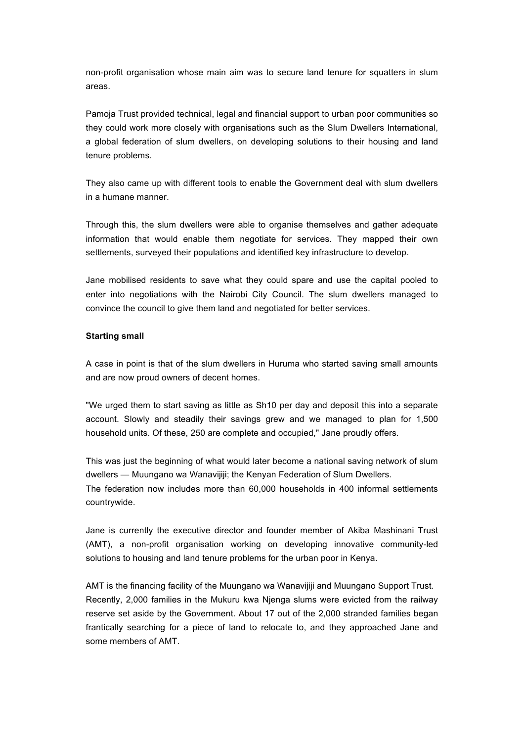non-profit organisation whose main aim was to secure land tenure for squatters in slum areas.

Pamoja Trust provided technical, legal and financial support to urban poor communities so they could work more closely with organisations such as the Slum Dwellers International, a global federation of slum dwellers, on developing solutions to their housing and land tenure problems.

They also came up with different tools to enable the Government deal with slum dwellers in a humane manner.

Through this, the slum dwellers were able to organise themselves and gather adequate information that would enable them negotiate for services. They mapped their own settlements, surveyed their populations and identified key infrastructure to develop.

Jane mobilised residents to save what they could spare and use the capital pooled to enter into negotiations with the Nairobi City Council. The slum dwellers managed to convince the council to give them land and negotiated for better services.

**Starting small**

A case in point is that of the slum dwellers in Huruma who started saving small amounts and are now proud owners of decent homes.

"We urged them to start saving as little as Sh10 per day and deposit this into a separate account. Slowly and steadily their savings grew and we managed to plan for 1,500 household units. Of these, 250 are complete and occupied," Jane proudly offers.

This was just the beginning of what would later become a national saving network of slum dwellers — Muungano wa Wanavijiji; the Kenyan Federation of Slum Dwellers.
The federation now includes more than 60,000 households in 400 informal settlements countrywide.

Jane is currently the executive director and founder member of Akiba Mashinani Trust (AMT), a non-profit organisation working on developing innovative community-led solutions to housing and land tenure problems for the urban poor in Kenya.

AMT is the financing facility of the Muungano wa Wanavijiji and Muungano Support Trust.
Recently, 2,000 families in the Mukuru kwa Njenga slums were evicted from the railway reserve set aside by the Government. About 17 out of the 2,000 stranded families began frantically searching for a piece of land to relocate to, and they approached Jane and some members of AMT.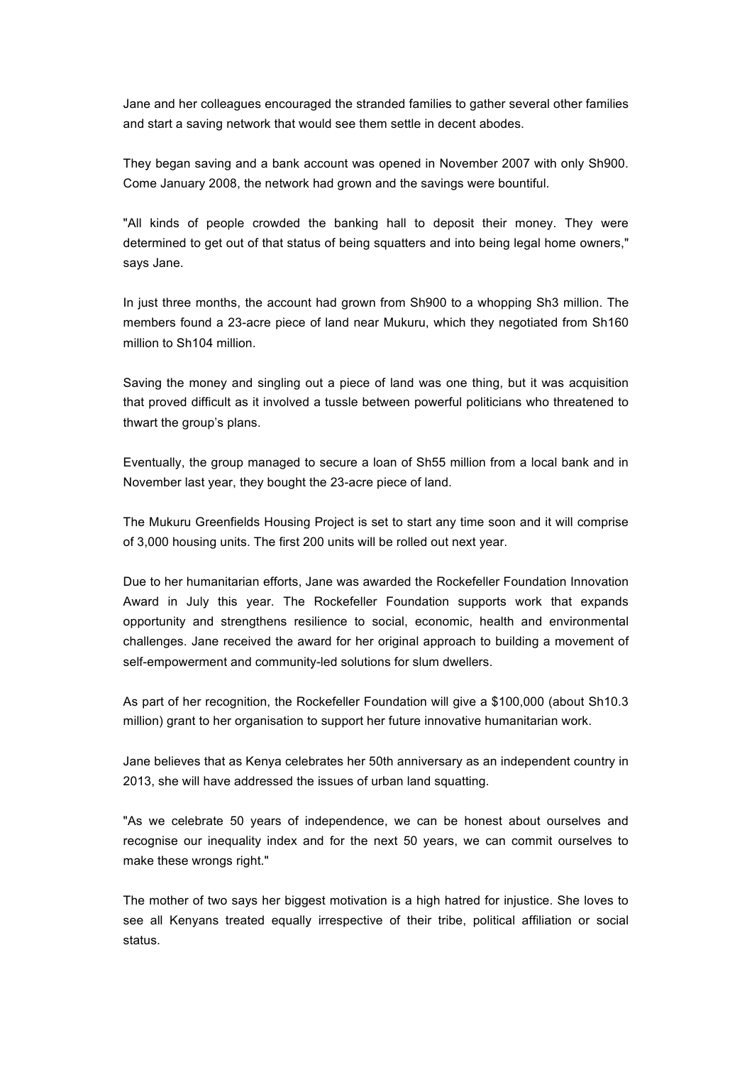Jane and her colleagues encouraged the stranded families to gather several other families and start a saving network that would see them settle in decent abodes.

They began saving and a bank account was opened in November 2007 with only Sh900. Come January 2008, the network had grown and the savings were bountiful.

"All kinds of people crowded the banking hall to deposit their money. They were determined to get out of that status of being squatters and into being legal home owners," says Jane.

In just three months, the account had grown from Sh900 to a whopping Sh3 million. The members found a 23-acre piece of land near Mukuru, which they negotiated from Sh160 million to Sh104 million.

Saving the money and singling out a piece of land was one thing, but it was acquisition that proved difficult as it involved a tussle between powerful politicians who threatened to thwart the group's plans.

Eventually, the group managed to secure a loan of Sh55 million from a local bank and in November last year, they bought the 23-acre piece of land.

The Mukuru Greenfields Housing Project is set to start any time soon and it will comprise of 3,000 housing units. The first 200 units will be rolled out next year.

Due to her humanitarian efforts, Jane was awarded the Rockefeller Foundation Innovation Award in July this year. The Rockefeller Foundation supports work that expands opportunity and strengthens resilience to social, economic, health and environmental challenges. Jane received the award for her original approach to building a movement of self-empowerment and community-led solutions for slum dwellers.

As part of her recognition, the Rockefeller Foundation will give a $100,000 (about Sh10.3 million) grant to her organisation to support her future innovative humanitarian work.

Jane believes that as Kenya celebrates her 50th anniversary as an independent country in 2013, she will have addressed the issues of urban land squatting.

"As we celebrate 50 years of independence, we can be honest about ourselves and recognise our inequality index and for the next 50 years, we can commit ourselves to make these wrongs right."

The mother of two says her biggest motivation is a high hatred for injustice. She loves to see all Kenyans treated equally irrespective of their tribe, political affiliation or social status.